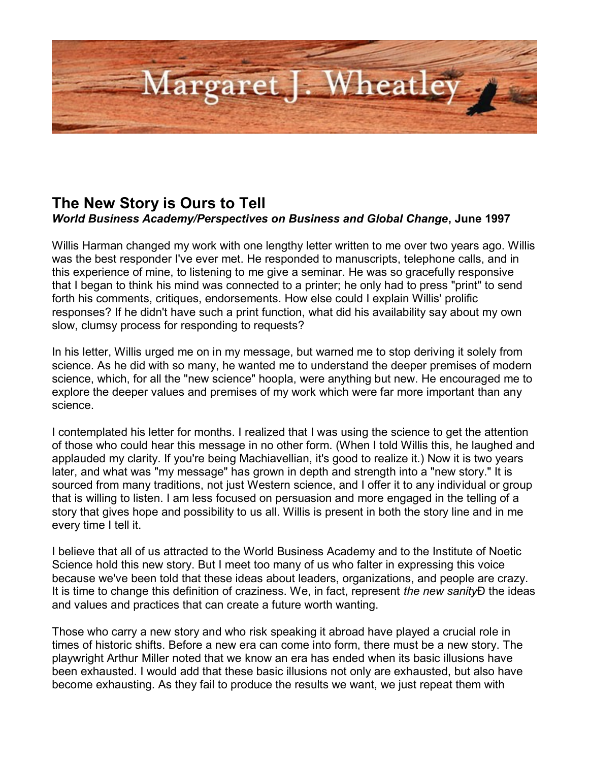# The New Story is Ours to Tell

***World Business Academy/Perspectives on Business and Global Change*, June 1997**

Willis Harman changed my work with one lengthy letter written to me over two years ago. Willis was the best responder I've ever met. He responded to manuscripts, telephone calls, and in this experience of mine, to listening to me give a seminar. He was so gracefully responsive that I began to think his mind was connected to a printer; he only had to press "print" to send forth his comments, critiques, endorsements. How else could I explain Willis' prolific responses? If he didn't have such a print function, what did his availability say about my own slow, clumsy process for responding to requests?

In his letter, Willis urged me on in my message, but warned me to stop deriving it solely from science. As he did with so many, he wanted me to understand the deeper premises of modern science, which, for all the "new science" hoopla, were anything but new. He encouraged me to explore the deeper values and premises of my work which were far more important than any science.

I contemplated his letter for months. I realized that I was using the science to get the attention of those who could hear this message in no other form. (When I told Willis this, he laughed and applauded my clarity. If you're being Machiavellian, it's good to realize it.) Now it is two years later, and what was "my message" has grown in depth and strength into a "new story." It is sourced from many traditions, not just Western science, and I offer it to any individual or group that is willing to listen. I am less focused on persuasion and more engaged in the telling of a story that gives hope and possibility to us all. Willis is present in both the story line and in me every time I tell it.

I believe that all of us attracted to the World Business Academy and to the Institute of Noetic Science hold this new story. But I meet too many of us who falter in expressing this voice because we've been told that these ideas about leaders, organizations, and people are crazy. It is time to change this definition of craziness. We, in fact, represent *the new sanity*Ð the ideas and values and practices that can create a future worth wanting.

Those who carry a new story and who risk speaking it abroad have played a crucial role in times of historic shifts. Before a new era can come into form, there must be a new story. The playwright Arthur Miller noted that we know an era has ended when its basic illusions have been exhausted. I would add that these basic illusions not only are exhausted, but also have become exhausting. As they fail to produce the results we want, we just repeat them with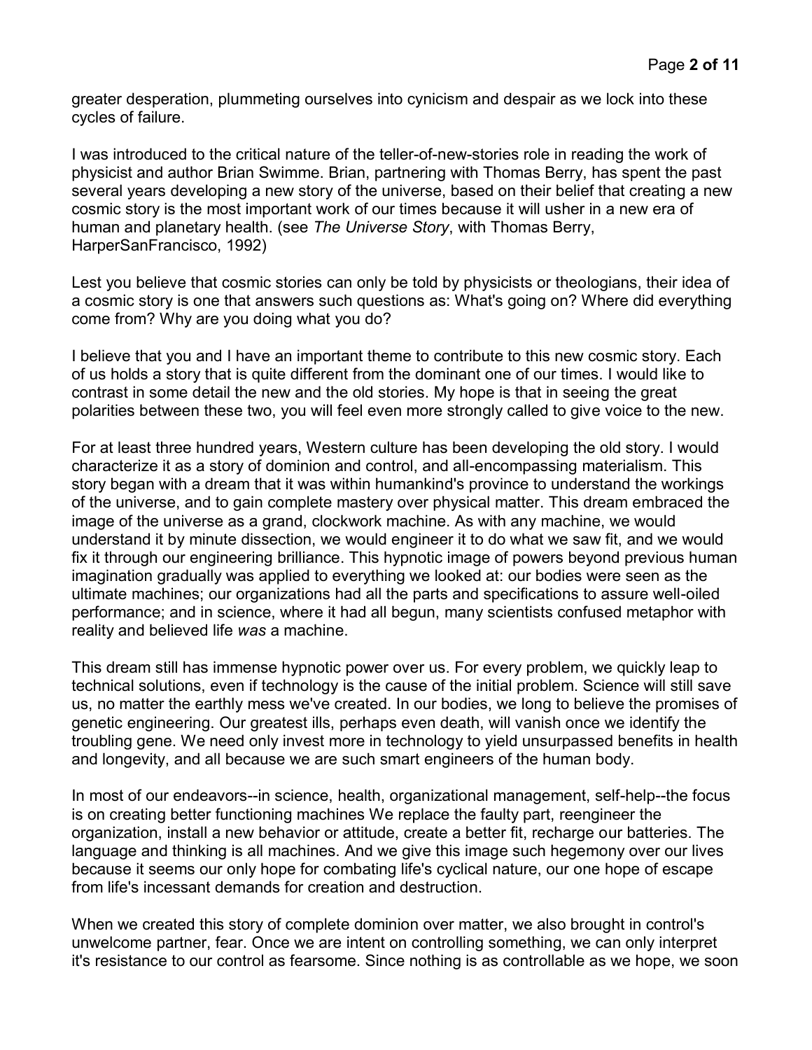greater desperation, plummeting ourselves into cynicism and despair as we lock into these cycles of failure.

I was introduced to the critical nature of the teller-of-new-stories role in reading the work of physicist and author Brian Swimme. Brian, partnering with Thomas Berry, has spent the past several years developing a new story of the universe, based on their belief that creating a new cosmic story is the most important work of our times because it will usher in a new era of human and planetary health. (see *The Universe Story*, with Thomas Berry, HarperSanFrancisco, 1992)

Lest you believe that cosmic stories can only be told by physicists or theologians, their idea of a cosmic story is one that answers such questions as: What's going on? Where did everything come from? Why are you doing what you do?

I believe that you and I have an important theme to contribute to this new cosmic story. Each of us holds a story that is quite different from the dominant one of our times. I would like to contrast in some detail the new and the old stories. My hope is that in seeing the great polarities between these two, you will feel even more strongly called to give voice to the new.

For at least three hundred years, Western culture has been developing the old story. I would characterize it as a story of dominion and control, and all-encompassing materialism. This story began with a dream that it was within humankind's province to understand the workings of the universe, and to gain complete mastery over physical matter. This dream embraced the image of the universe as a grand, clockwork machine. As with any machine, we would understand it by minute dissection, we would engineer it to do what we saw fit, and we would fix it through our engineering brilliance. This hypnotic image of powers beyond previous human imagination gradually was applied to everything we looked at: our bodies were seen as the ultimate machines; our organizations had all the parts and specifications to assure well-oiled performance; and in science, where it had all begun, many scientists confused metaphor with reality and believed life *was* a machine.

This dream still has immense hypnotic power over us. For every problem, we quickly leap to technical solutions, even if technology is the cause of the initial problem. Science will still save us, no matter the earthly mess we've created. In our bodies, we long to believe the promises of genetic engineering. Our greatest ills, perhaps even death, will vanish once we identify the troubling gene. We need only invest more in technology to yield unsurpassed benefits in health and longevity, and all because we are such smart engineers of the human body.

In most of our endeavors--in science, health, organizational management, self-help--the focus is on creating better functioning machines We replace the faulty part, reengineer the organization, install a new behavior or attitude, create a better fit, recharge our batteries. The language and thinking is all machines. And we give this image such hegemony over our lives because it seems our only hope for combating life's cyclical nature, our one hope of escape from life's incessant demands for creation and destruction.

When we created this story of complete dominion over matter, we also brought in control's unwelcome partner, fear. Once we are intent on controlling something, we can only interpret it's resistance to our control as fearsome. Since nothing is as controllable as we hope, we soon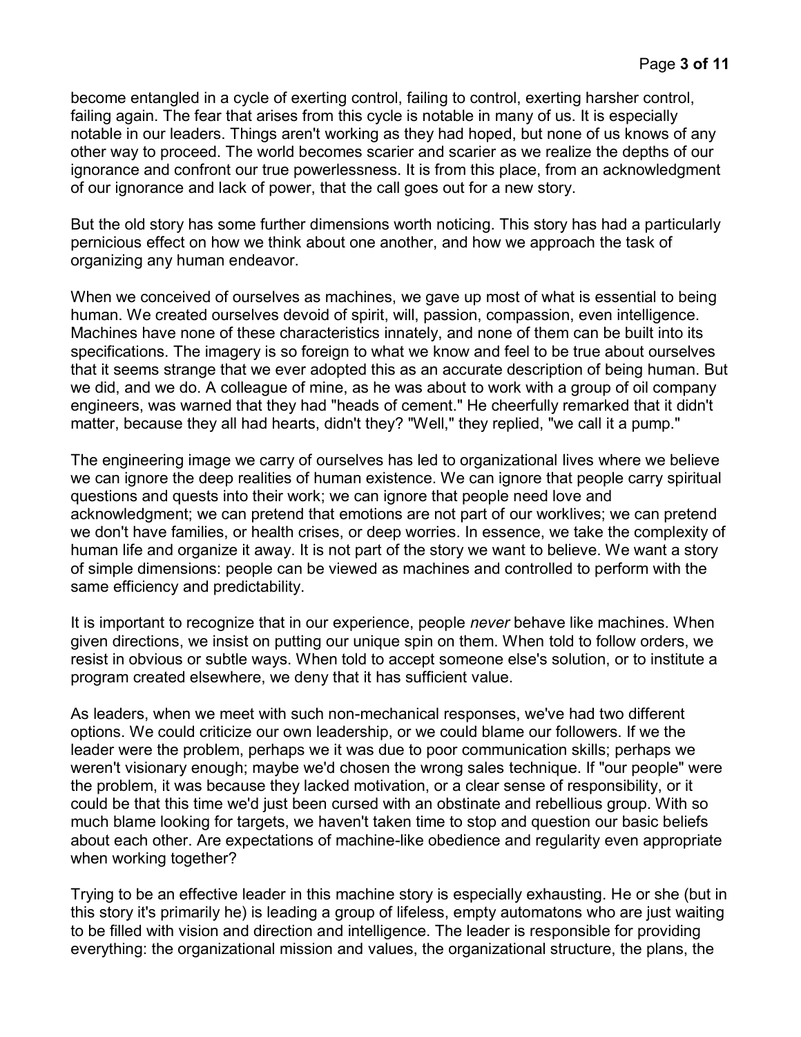become entangled in a cycle of exerting control, failing to control, exerting harsher control, failing again. The fear that arises from this cycle is notable in many of us. It is especially notable in our leaders. Things aren't working as they had hoped, but none of us knows of any other way to proceed. The world becomes scarier and scarier as we realize the depths of our ignorance and confront our true powerlessness. It is from this place, from an acknowledgment of our ignorance and lack of power, that the call goes out for a new story.

But the old story has some further dimensions worth noticing. This story has had a particularly pernicious effect on how we think about one another, and how we approach the task of organizing any human endeavor.

When we conceived of ourselves as machines, we gave up most of what is essential to being human. We created ourselves devoid of spirit, will, passion, compassion, even intelligence. Machines have none of these characteristics innately, and none of them can be built into its specifications. The imagery is so foreign to what we know and feel to be true about ourselves that it seems strange that we ever adopted this as an accurate description of being human. But we did, and we do. A colleague of mine, as he was about to work with a group of oil company engineers, was warned that they had "heads of cement." He cheerfully remarked that it didn't matter, because they all had hearts, didn't they? "Well," they replied, "we call it a pump."

The engineering image we carry of ourselves has led to organizational lives where we believe we can ignore the deep realities of human existence. We can ignore that people carry spiritual questions and quests into their work; we can ignore that people need love and acknowledgment; we can pretend that emotions are not part of our worklives; we can pretend we don't have families, or health crises, or deep worries. In essence, we take the complexity of human life and organize it away. It is not part of the story we want to believe. We want a story of simple dimensions: people can be viewed as machines and controlled to perform with the same efficiency and predictability.

It is important to recognize that in our experience, people *never* behave like machines. When given directions, we insist on putting our unique spin on them. When told to follow orders, we resist in obvious or subtle ways. When told to accept someone else's solution, or to institute a program created elsewhere, we deny that it has sufficient value.

As leaders, when we meet with such non-mechanical responses, we've had two different options. We could criticize our own leadership, or we could blame our followers. If we the leader were the problem, perhaps we it was due to poor communication skills; perhaps we weren't visionary enough; maybe we'd chosen the wrong sales technique. If "our people" were the problem, it was because they lacked motivation, or a clear sense of responsibility, or it could be that this time we'd just been cursed with an obstinate and rebellious group. With so much blame looking for targets, we haven't taken time to stop and question our basic beliefs about each other. Are expectations of machine-like obedience and regularity even appropriate when working together?

Trying to be an effective leader in this machine story is especially exhausting. He or she (but in this story it's primarily he) is leading a group of lifeless, empty automatons who are just waiting to be filled with vision and direction and intelligence. The leader is responsible for providing everything: the organizational mission and values, the organizational structure, the plans, the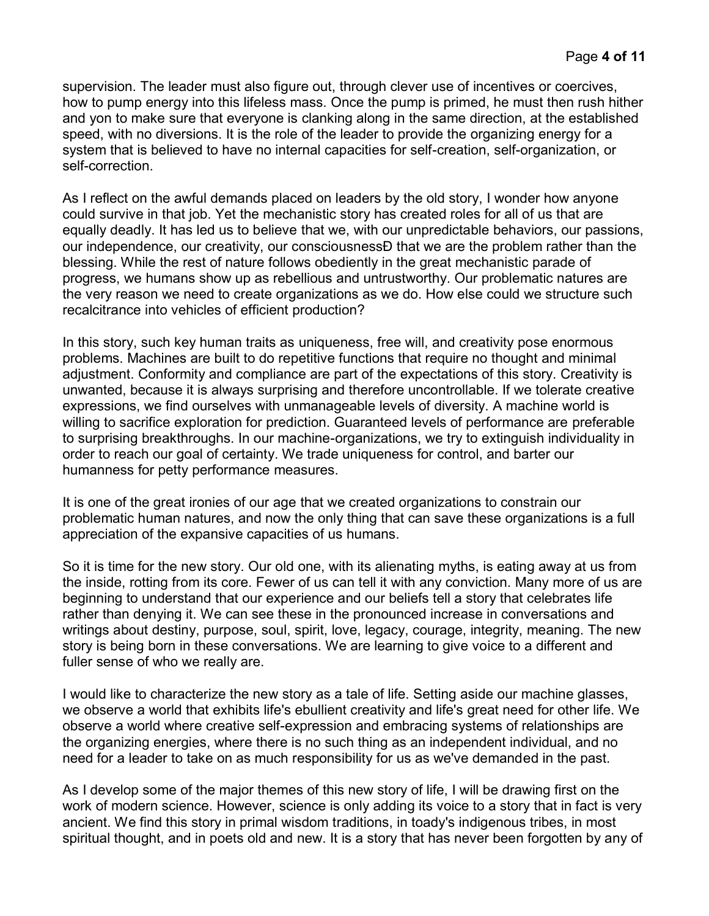supervision. The leader must also figure out, through clever use of incentives or coercives, how to pump energy into this lifeless mass. Once the pump is primed, he must then rush hither and yon to make sure that everyone is clanking along in the same direction, at the established speed, with no diversions. It is the role of the leader to provide the organizing energy for a system that is believed to have no internal capacities for self-creation, self-organization, or self-correction.

As I reflect on the awful demands placed on leaders by the old story, I wonder how anyone could survive in that job. Yet the mechanistic story has created roles for all of us that are equally deadly. It has led us to believe that we, with our unpredictable behaviors, our passions, our independence, our creativity, our consciousnessÐ that we are the problem rather than the blessing. While the rest of nature follows obediently in the great mechanistic parade of progress, we humans show up as rebellious and untrustworthy. Our problematic natures are the very reason we need to create organizations as we do. How else could we structure such recalcitrance into vehicles of efficient production?

In this story, such key human traits as uniqueness, free will, and creativity pose enormous problems. Machines are built to do repetitive functions that require no thought and minimal adjustment. Conformity and compliance are part of the expectations of this story. Creativity is unwanted, because it is always surprising and therefore uncontrollable. If we tolerate creative expressions, we find ourselves with unmanageable levels of diversity. A machine world is willing to sacrifice exploration for prediction. Guaranteed levels of performance are preferable to surprising breakthroughs. In our machine-organizations, we try to extinguish individuality in order to reach our goal of certainty. We trade uniqueness for control, and barter our humanness for petty performance measures.

It is one of the great ironies of our age that we created organizations to constrain our problematic human natures, and now the only thing that can save these organizations is a full appreciation of the expansive capacities of us humans.

So it is time for the new story. Our old one, with its alienating myths, is eating away at us from the inside, rotting from its core. Fewer of us can tell it with any conviction. Many more of us are beginning to understand that our experience and our beliefs tell a story that celebrates life rather than denying it. We can see these in the pronounced increase in conversations and writings about destiny, purpose, soul, spirit, love, legacy, courage, integrity, meaning. The new story is being born in these conversations. We are learning to give voice to a different and fuller sense of who we really are.

I would like to characterize the new story as a tale of life. Setting aside our machine glasses, we observe a world that exhibits life's ebullient creativity and life's great need for other life. We observe a world where creative self-expression and embracing systems of relationships are the organizing energies, where there is no such thing as an independent individual, and no need for a leader to take on as much responsibility for us as we've demanded in the past.

As I develop some of the major themes of this new story of life, I will be drawing first on the work of modern science. However, science is only adding its voice to a story that in fact is very ancient. We find this story in primal wisdom traditions, in toady's indigenous tribes, in most spiritual thought, and in poets old and new. It is a story that has never been forgotten by any of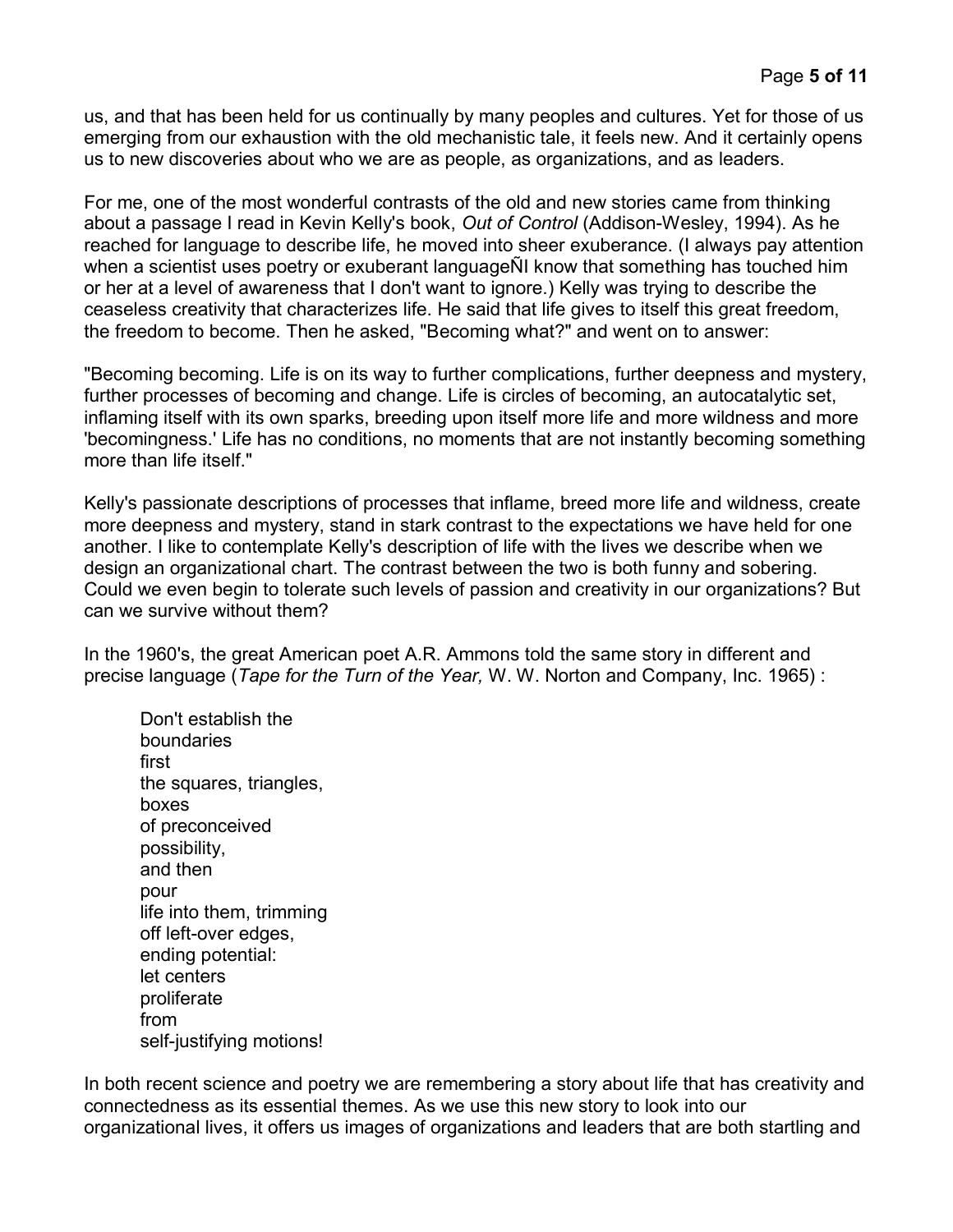us, and that has been held for us continually by many peoples and cultures. Yet for those of us emerging from our exhaustion with the old mechanistic tale, it feels new. And it certainly opens us to new discoveries about who we are as people, as organizations, and as leaders.

For me, one of the most wonderful contrasts of the old and new stories came from thinking about a passage I read in Kevin Kelly's book, *Out of Control* (Addison-Wesley, 1994). As he reached for language to describe life, he moved into sheer exuberance. (I always pay attention when a scientist uses poetry or exuberant languageÑI know that something has touched him or her at a level of awareness that I don't want to ignore.) Kelly was trying to describe the ceaseless creativity that characterizes life. He said that life gives to itself this great freedom, the freedom to become. Then he asked, "Becoming what?" and went on to answer:

"Becoming becoming. Life is on its way to further complications, further deepness and mystery, further processes of becoming and change. Life is circles of becoming, an autocatalytic set, inflaming itself with its own sparks, breeding upon itself more life and more wildness and more 'becomingness.' Life has no conditions, no moments that are not instantly becoming something more than life itself."

Kelly's passionate descriptions of processes that inflame, breed more life and wildness, create more deepness and mystery, stand in stark contrast to the expectations we have held for one another. I like to contemplate Kelly's description of life with the lives we describe when we design an organizational chart. The contrast between the two is both funny and sobering. Could we even begin to tolerate such levels of passion and creativity in our organizations? But can we survive without them?

In the 1960's, the great American poet A.R. Ammons told the same story in different and precise language (*Tape for the Turn of the Year,* W. W. Norton and Company, Inc. 1965) :

> Don't establish the
> boundaries
> first
> the squares, triangles,
> boxes
> of preconceived
> possibility,
> and then
> pour
> life into them, trimming
> off left-over edges,
> ending potential:
> let centers
> proliferate
> from
> self-justifying motions!

In both recent science and poetry we are remembering a story about life that has creativity and connectedness as its essential themes. As we use this new story to look into our organizational lives, it offers us images of organizations and leaders that are both startling and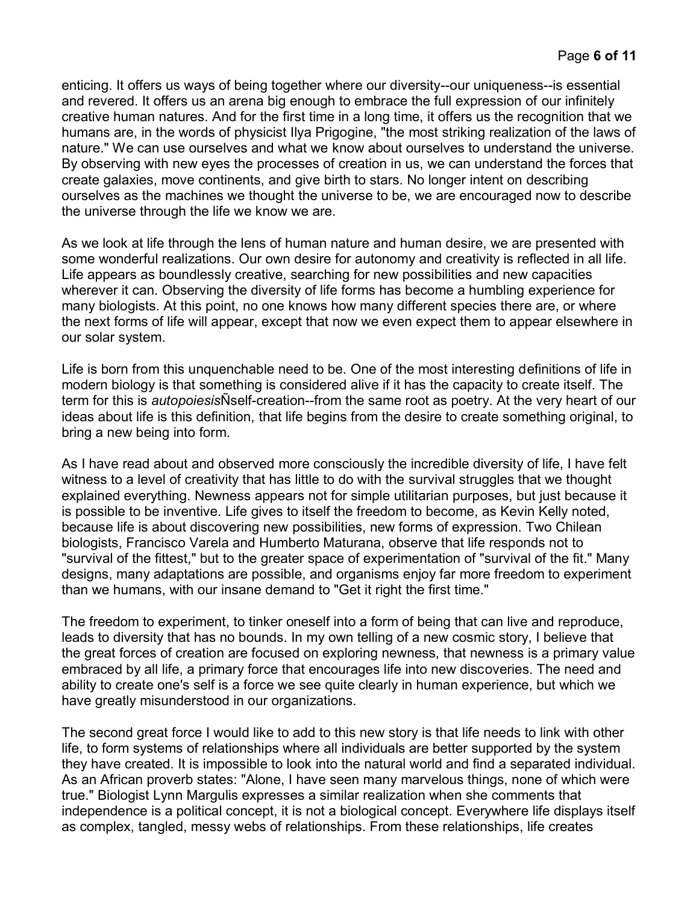enticing. It offers us ways of being together where our diversity--our uniqueness--is essential and revered. It offers us an arena big enough to embrace the full expression of our infinitely creative human natures. And for the first time in a long time, it offers us the recognition that we humans are, in the words of physicist Ilya Prigogine, "the most striking realization of the laws of nature." We can use ourselves and what we know about ourselves to understand the universe. By observing with new eyes the processes of creation in us, we can understand the forces that create galaxies, move continents, and give birth to stars. No longer intent on describing ourselves as the machines we thought the universe to be, we are encouraged now to describe the universe through the life we know we are.

As we look at life through the lens of human nature and human desire, we are presented with some wonderful realizations. Our own desire for autonomy and creativity is reflected in all life. Life appears as boundlessly creative, searching for new possibilities and new capacities wherever it can. Observing the diversity of life forms has become a humbling experience for many biologists. At this point, no one knows how many different species there are, or where the next forms of life will appear, except that now we even expect them to appear elsewhere in our solar system.

Life is born from this unquenchable need to be. One of the most interesting definitions of life in modern biology is that something is considered alive if it has the capacity to create itself. The term for this is *autopoiesis*Ñself-creation--from the same root as poetry. At the very heart of our ideas about life is this definition, that life begins from the desire to create something original, to bring a new being into form.

As I have read about and observed more consciously the incredible diversity of life, I have felt witness to a level of creativity that has little to do with the survival struggles that we thought explained everything. Newness appears not for simple utilitarian purposes, but just because it is possible to be inventive. Life gives to itself the freedom to become, as Kevin Kelly noted, because life is about discovering new possibilities, new forms of expression. Two Chilean biologists, Francisco Varela and Humberto Maturana, observe that life responds not to "survival of the fittest," but to the greater space of experimentation of "survival of the fit." Many designs, many adaptations are possible, and organisms enjoy far more freedom to experiment than we humans, with our insane demand to "Get it right the first time."

The freedom to experiment, to tinker oneself into a form of being that can live and reproduce, leads to diversity that has no bounds. In my own telling of a new cosmic story, I believe that the great forces of creation are focused on exploring newness, that newness is a primary value embraced by all life, a primary force that encourages life into new discoveries. The need and ability to create one's self is a force we see quite clearly in human experience, but which we have greatly misunderstood in our organizations.

The second great force I would like to add to this new story is that life needs to link with other life, to form systems of relationships where all individuals are better supported by the system they have created. It is impossible to look into the natural world and find a separated individual. As an African proverb states: "Alone, I have seen many marvelous things, none of which were true." Biologist Lynn Margulis expresses a similar realization when she comments that independence is a political concept, it is not a biological concept. Everywhere life displays itself as complex, tangled, messy webs of relationships. From these relationships, life creates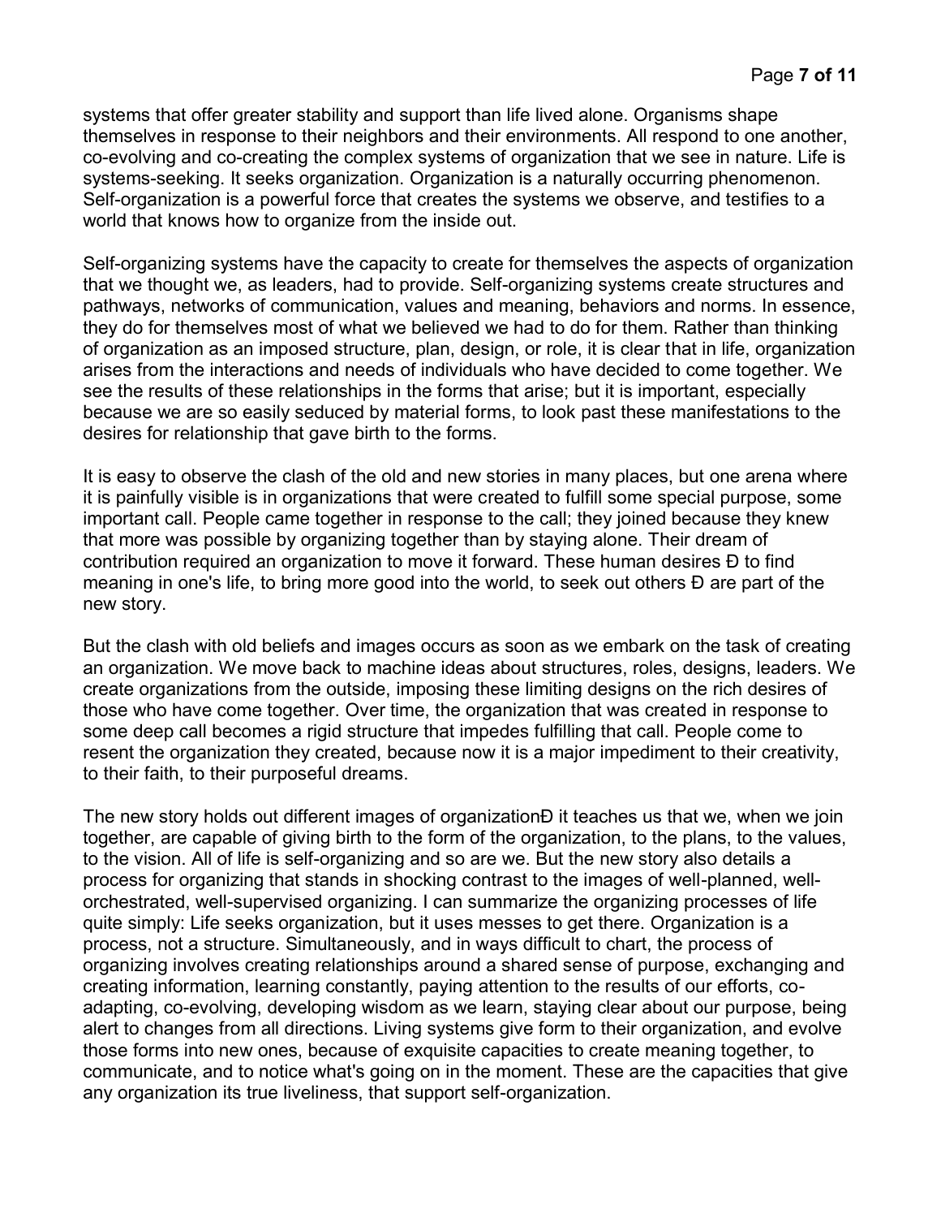systems that offer greater stability and support than life lived alone. Organisms shape themselves in response to their neighbors and their environments. All respond to one another, co-evolving and co-creating the complex systems of organization that we see in nature. Life is systems-seeking. It seeks organization. Organization is a naturally occurring phenomenon. Self-organization is a powerful force that creates the systems we observe, and testifies to a world that knows how to organize from the inside out.

Self-organizing systems have the capacity to create for themselves the aspects of organization that we thought we, as leaders, had to provide. Self-organizing systems create structures and pathways, networks of communication, values and meaning, behaviors and norms. In essence, they do for themselves most of what we believed we had to do for them. Rather than thinking of organization as an imposed structure, plan, design, or role, it is clear that in life, organization arises from the interactions and needs of individuals who have decided to come together. We see the results of these relationships in the forms that arise; but it is important, especially because we are so easily seduced by material forms, to look past these manifestations to the desires for relationship that gave birth to the forms.

It is easy to observe the clash of the old and new stories in many places, but one arena where it is painfully visible is in organizations that were created to fulfill some special purpose, some important call. People came together in response to the call; they joined because they knew that more was possible by organizing together than by staying alone. Their dream of contribution required an organization to move it forward. These human desires Ð to find meaning in one's life, to bring more good into the world, to seek out others Ð are part of the new story.

But the clash with old beliefs and images occurs as soon as we embark on the task of creating an organization. We move back to machine ideas about structures, roles, designs, leaders. We create organizations from the outside, imposing these limiting designs on the rich desires of those who have come together. Over time, the organization that was created in response to some deep call becomes a rigid structure that impedes fulfilling that call. People come to resent the organization they created, because now it is a major impediment to their creativity, to their faith, to their purposeful dreams.

The new story holds out different images of organizationÐ it teaches us that we, when we join together, are capable of giving birth to the form of the organization, to the plans, to the values, to the vision. All of life is self-organizing and so are we. But the new story also details a process for organizing that stands in shocking contrast to the images of well-planned, well-orchestrated, well-supervised organizing. I can summarize the organizing processes of life quite simply: Life seeks organization, but it uses messes to get there. Organization is a process, not a structure. Simultaneously, and in ways difficult to chart, the process of organizing involves creating relationships around a shared sense of purpose, exchanging and creating information, learning constantly, paying attention to the results of our efforts, co-adapting, co-evolving, developing wisdom as we learn, staying clear about our purpose, being alert to changes from all directions. Living systems give form to their organization, and evolve those forms into new ones, because of exquisite capacities to create meaning together, to communicate, and to notice what's going on in the moment. These are the capacities that give any organization its true liveliness, that support self-organization.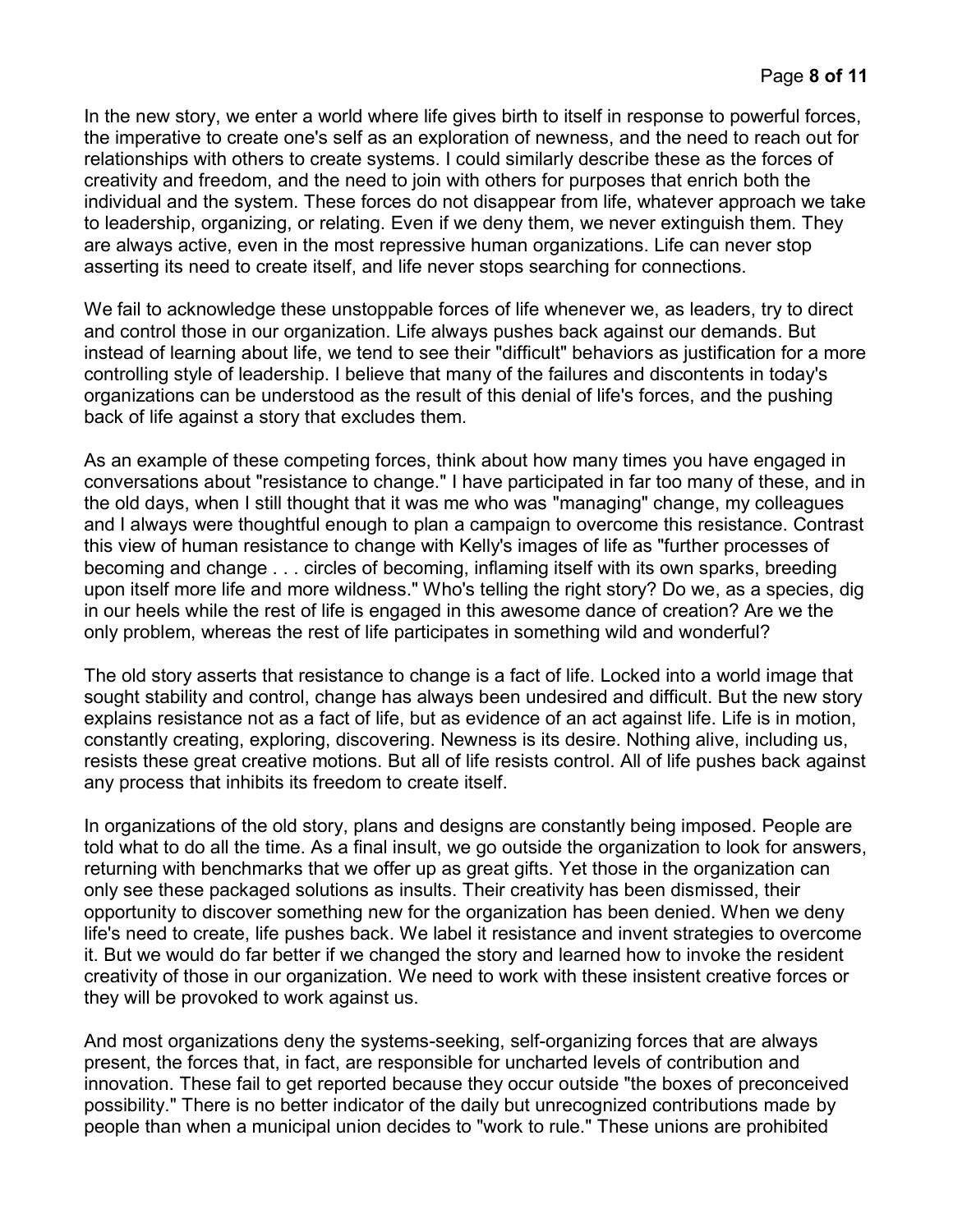In the new story, we enter a world where life gives birth to itself in response to powerful forces, the imperative to create one's self as an exploration of newness, and the need to reach out for relationships with others to create systems. I could similarly describe these as the forces of creativity and freedom, and the need to join with others for purposes that enrich both the individual and the system. These forces do not disappear from life, whatever approach we take to leadership, organizing, or relating. Even if we deny them, we never extinguish them. They are always active, even in the most repressive human organizations. Life can never stop asserting its need to create itself, and life never stops searching for connections.

We fail to acknowledge these unstoppable forces of life whenever we, as leaders, try to direct and control those in our organization. Life always pushes back against our demands. But instead of learning about life, we tend to see their "difficult" behaviors as justification for a more controlling style of leadership. I believe that many of the failures and discontents in today's organizations can be understood as the result of this denial of life's forces, and the pushing back of life against a story that excludes them.

As an example of these competing forces, think about how many times you have engaged in conversations about "resistance to change." I have participated in far too many of these, and in the old days, when I still thought that it was me who was "managing" change, my colleagues and I always were thoughtful enough to plan a campaign to overcome this resistance. Contrast this view of human resistance to change with Kelly's images of life as "further processes of becoming and change . . . circles of becoming, inflaming itself with its own sparks, breeding upon itself more life and more wildness." Who's telling the right story? Do we, as a species, dig in our heels while the rest of life is engaged in this awesome dance of creation? Are we the only problem, whereas the rest of life participates in something wild and wonderful?

The old story asserts that resistance to change is a fact of life. Locked into a world image that sought stability and control, change has always been undesired and difficult. But the new story explains resistance not as a fact of life, but as evidence of an act against life. Life is in motion, constantly creating, exploring, discovering. Newness is its desire. Nothing alive, including us, resists these great creative motions. But all of life resists control. All of life pushes back against any process that inhibits its freedom to create itself.

In organizations of the old story, plans and designs are constantly being imposed. People are told what to do all the time. As a final insult, we go outside the organization to look for answers, returning with benchmarks that we offer up as great gifts. Yet those in the organization can only see these packaged solutions as insults. Their creativity has been dismissed, their opportunity to discover something new for the organization has been denied. When we deny life's need to create, life pushes back. We label it resistance and invent strategies to overcome it. But we would do far better if we changed the story and learned how to invoke the resident creativity of those in our organization. We need to work with these insistent creative forces or they will be provoked to work against us.

And most organizations deny the systems-seeking, self-organizing forces that are always present, the forces that, in fact, are responsible for uncharted levels of contribution and innovation. These fail to get reported because they occur outside "the boxes of preconceived possibility." There is no better indicator of the daily but unrecognized contributions made by people than when a municipal union decides to "work to rule." These unions are prohibited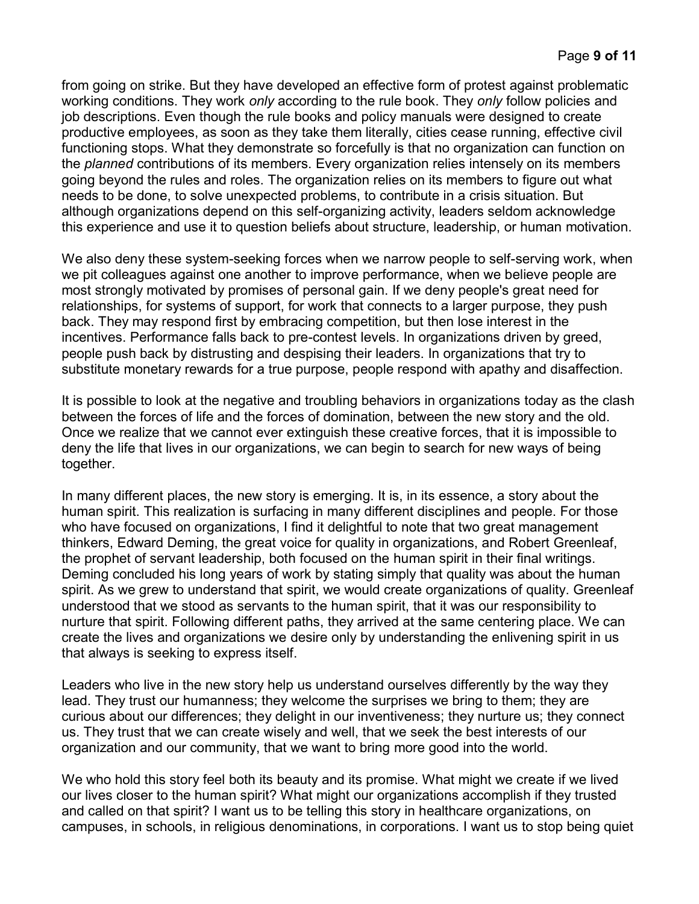from going on strike. But they have developed an effective form of protest against problematic working conditions. They work *only* according to the rule book. They *only* follow policies and job descriptions. Even though the rule books and policy manuals were designed to create productive employees, as soon as they take them literally, cities cease running, effective civil functioning stops. What they demonstrate so forcefully is that no organization can function on the *planned* contributions of its members. Every organization relies intensely on its members going beyond the rules and roles. The organization relies on its members to figure out what needs to be done, to solve unexpected problems, to contribute in a crisis situation. But although organizations depend on this self-organizing activity, leaders seldom acknowledge this experience and use it to question beliefs about structure, leadership, or human motivation.

We also deny these system-seeking forces when we narrow people to self-serving work, when we pit colleagues against one another to improve performance, when we believe people are most strongly motivated by promises of personal gain. If we deny people's great need for relationships, for systems of support, for work that connects to a larger purpose, they push back. They may respond first by embracing competition, but then lose interest in the incentives. Performance falls back to pre-contest levels. In organizations driven by greed, people push back by distrusting and despising their leaders. In organizations that try to substitute monetary rewards for a true purpose, people respond with apathy and disaffection.

It is possible to look at the negative and troubling behaviors in organizations today as the clash between the forces of life and the forces of domination, between the new story and the old. Once we realize that we cannot ever extinguish these creative forces, that it is impossible to deny the life that lives in our organizations, we can begin to search for new ways of being together.

In many different places, the new story is emerging. It is, in its essence, a story about the human spirit. This realization is surfacing in many different disciplines and people. For those who have focused on organizations, I find it delightful to note that two great management thinkers, Edward Deming, the great voice for quality in organizations, and Robert Greenleaf, the prophet of servant leadership, both focused on the human spirit in their final writings. Deming concluded his long years of work by stating simply that quality was about the human spirit. As we grew to understand that spirit, we would create organizations of quality. Greenleaf understood that we stood as servants to the human spirit, that it was our responsibility to nurture that spirit. Following different paths, they arrived at the same centering place. We can create the lives and organizations we desire only by understanding the enlivening spirit in us that always is seeking to express itself.

Leaders who live in the new story help us understand ourselves differently by the way they lead. They trust our humanness; they welcome the surprises we bring to them; they are curious about our differences; they delight in our inventiveness; they nurture us; they connect us. They trust that we can create wisely and well, that we seek the best interests of our organization and our community, that we want to bring more good into the world.

We who hold this story feel both its beauty and its promise. What might we create if we lived our lives closer to the human spirit? What might our organizations accomplish if they trusted and called on that spirit? I want us to be telling this story in healthcare organizations, on campuses, in schools, in religious denominations, in corporations. I want us to stop being quiet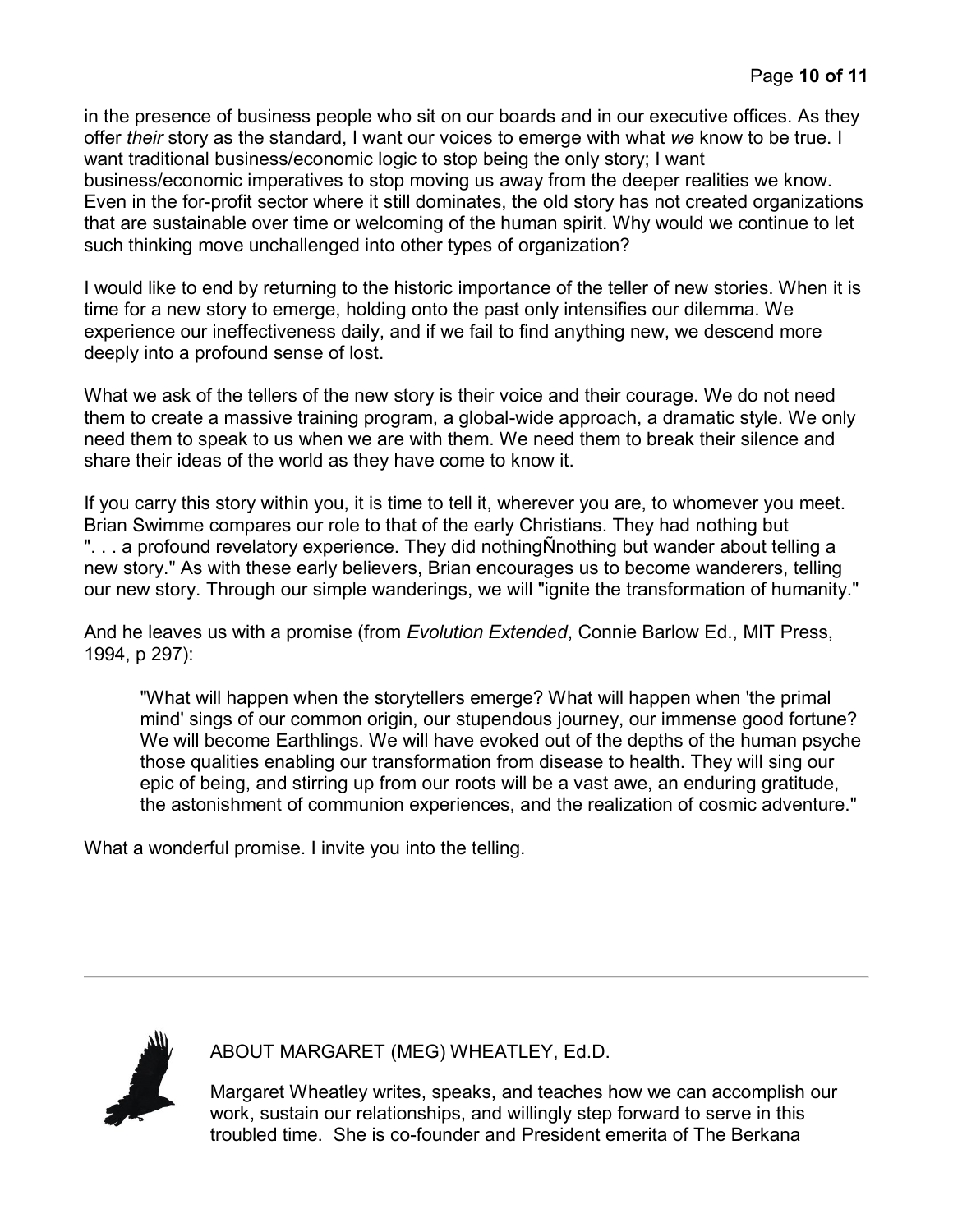in the presence of business people who sit on our boards and in our executive offices. As they offer *their* story as the standard, I want our voices to emerge with what *we* know to be true. I want traditional business/economic logic to stop being the only story; I want business/economic imperatives to stop moving us away from the deeper realities we know. Even in the for-profit sector where it still dominates, the old story has not created organizations that are sustainable over time or welcoming of the human spirit. Why would we continue to let such thinking move unchallenged into other types of organization?

I would like to end by returning to the historic importance of the teller of new stories. When it is time for a new story to emerge, holding onto the past only intensifies our dilemma. We experience our ineffectiveness daily, and if we fail to find anything new, we descend more deeply into a profound sense of lost.

What we ask of the tellers of the new story is their voice and their courage. We do not need them to create a massive training program, a global-wide approach, a dramatic style. We only need them to speak to us when we are with them. We need them to break their silence and share their ideas of the world as they have come to know it.

If you carry this story within you, it is time to tell it, wherever you are, to whomever you meet. Brian Swimme compares our role to that of the early Christians. They had nothing but ". . . a profound revelatory experience. They did nothingÑnothing but wander about telling a new story." As with these early believers, Brian encourages us to become wanderers, telling our new story. Through our simple wanderings, we will "ignite the transformation of humanity."

And he leaves us with a promise (from *Evolution Extended*, Connie Barlow Ed., MIT Press, 1994, p 297):

> "What will happen when the storytellers emerge? What will happen when 'the primal mind' sings of our common origin, our stupendous journey, our immense good fortune? We will become Earthlings. We will have evoked out of the depths of the human psyche those qualities enabling our transformation from disease to health. They will sing our epic of being, and stirring up from our roots will be a vast awe, an enduring gratitude, the astonishment of communion experiences, and the realization of cosmic adventure."

What a wonderful promise. I invite you into the telling.

---

ABOUT MARGARET (MEG) WHEATLEY, Ed.D.

Margaret Wheatley writes, speaks, and teaches how we can accomplish our work, sustain our relationships, and willingly step forward to serve in this troubled time. She is co-founder and President emerita of The Berkana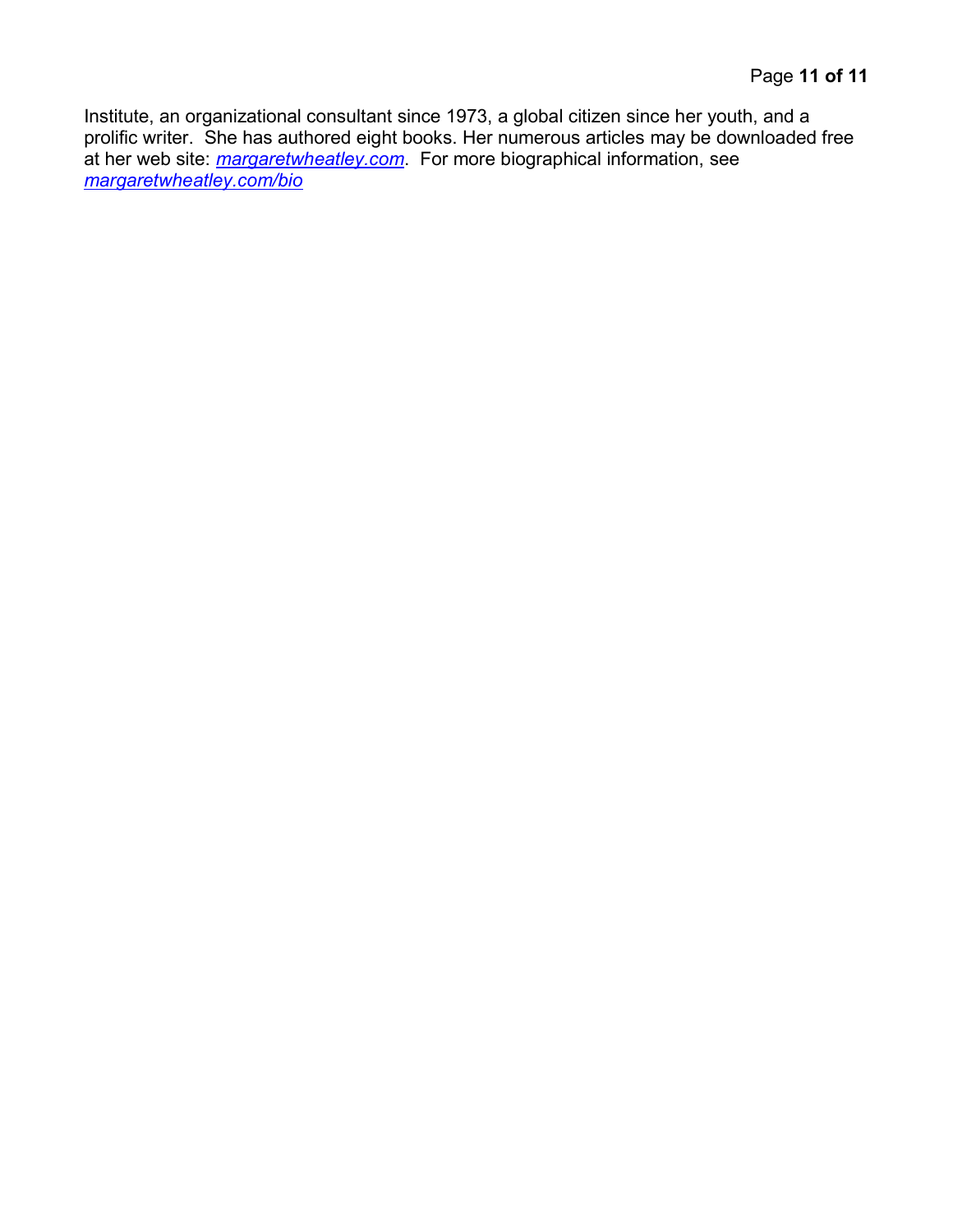Institute, an organizational consultant since 1973, a global citizen since her youth, and a prolific writer. She has authored eight books. Her numerous articles may be downloaded free at her web site: *margaretwheatley.com*. For more biographical information, see *margaretwheatley.com/bio*